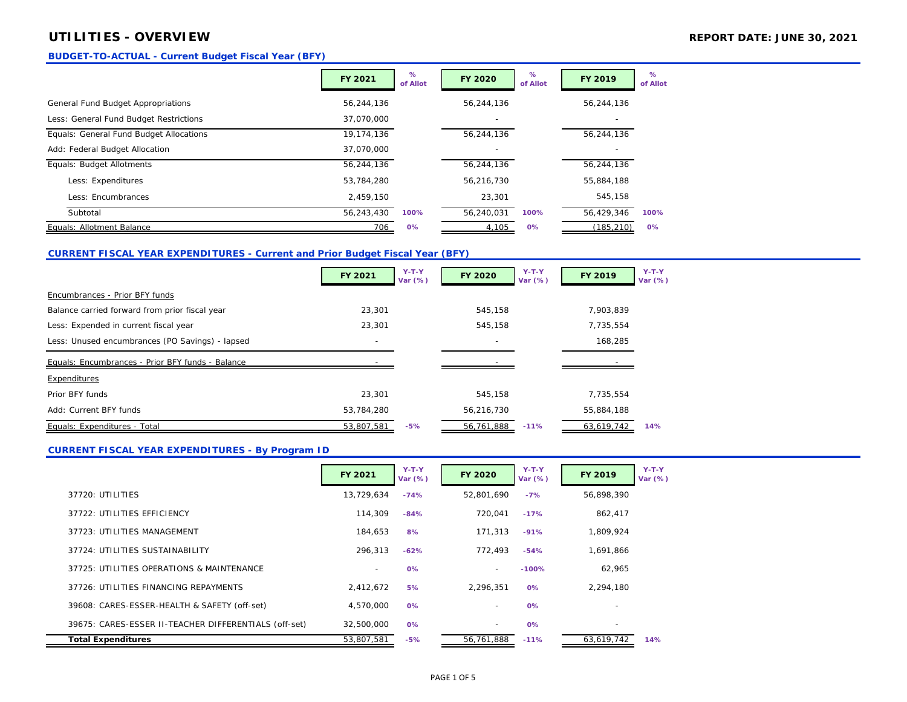# UTILITIES - OVERVIEW

**REPORT DATE: JUNE 30, 2021**

## BUDGET-TO-ACTUAL - Current Budget Fiscal Year (BFY)

| | FY 2021 | % of Allot | FY 2020 | % of Allot | FY 2019 | % of Allot |
|---|---|---|---|---|---|---|
| General Fund Budget Appropriations | 56,244,136 | | 56,244,136 | | 56,244,136 | |
| Less: General Fund Budget Restrictions | 37,070,000 | | - | | - | |
| Equals: General Fund Budget Allocations | 19,174,136 | | 56,244,136 | | 56,244,136 | |
| Add: Federal Budget Allocation | 37,070,000 | | - | | - | |
| Equals: Budget Allotments | 56,244,136 | | 56,244,136 | | 56,244,136 | |
| Less: Expenditures | 53,784,280 | | 56,216,730 | | 55,884,188 | |
| Less: Encumbrances | 2,459,150 | | 23,301 | | 545,158 | |
| Subtotal | 56,243,430 | 100% | 56,240,031 | 100% | 56,429,346 | 100% |
| Equals: Allotment Balance | 706 | 0% | 4,105 | 0% | (185,210) | 0% |

## CURRENT FISCAL YEAR EXPENDITURES - Current and Prior Budget Fiscal Year (BFY)

| | FY 2021 | Y-T-Y Var (%) | FY 2020 | Y-T-Y Var (%) | FY 2019 | Y-T-Y Var (%) |
|---|---|---|---|---|---|---|
| Encumbrances - Prior BFY funds | | | | | | |
| Balance carried forward from prior fiscal year | 23,301 | | 545,158 | | 7,903,839 | |
| Less: Expended in current fiscal year | 23,301 | | 545,158 | | 7,735,554 | |
| Less: Unused encumbrances (PO Savings) - lapsed | - | | - | | 168,285 | |
| Equals: Encumbrances - Prior BFY funds - Balance | - | | - | | - | |
| Expenditures | | | | | | |
| Prior BFY funds | 23,301 | | 545,158 | | 7,735,554 | |
| Add: Current BFY funds | 53,784,280 | | 56,216,730 | | 55,884,188 | |
| Equals: Expenditures - Total | 53,807,581 | -5% | 56,761,888 | -11% | 63,619,742 | 14% |

## CURRENT FISCAL YEAR EXPENDITURES - By Program ID

| | FY 2021 | Y-T-Y Var (%) | FY 2020 | Y-T-Y Var (%) | FY 2019 | Y-T-Y Var (%) |
|---|---|---|---|---|---|---|
| 37720: UTILITIES | 13,729,634 | -74% | 52,801,690 | -7% | 56,898,390 | |
| 37722: UTILITIES EFFICIENCY | 114,309 | -84% | 720,041 | -17% | 862,417 | |
| 37723: UTILITIES MANAGEMENT | 184,653 | 8% | 171,313 | -91% | 1,809,924 | |
| 37724: UTILITIES SUSTAINABILITY | 296,313 | -62% | 772,493 | -54% | 1,691,866 | |
| 37725: UTILITIES OPERATIONS & MAINTENANCE | - | 0% | - | -100% | 62,965 | |
| 37726: UTILITIES FINANCING REPAYMENTS | 2,412,672 | 5% | 2,296,351 | 0% | 2,294,180 | |
| 39608: CARES-ESSER-HEALTH & SAFETY (off-set) | 4,570,000 | 0% | - | 0% | - | |
| 39675: CARES-ESSER II-TEACHER DIFFERENTIALS (off-set) | 32,500,000 | 0% | - | 0% | - | |
| **Total Expenditures** | 53,807,581 | -5% | 56,761,888 | -11% | 63,619,742 | 14% |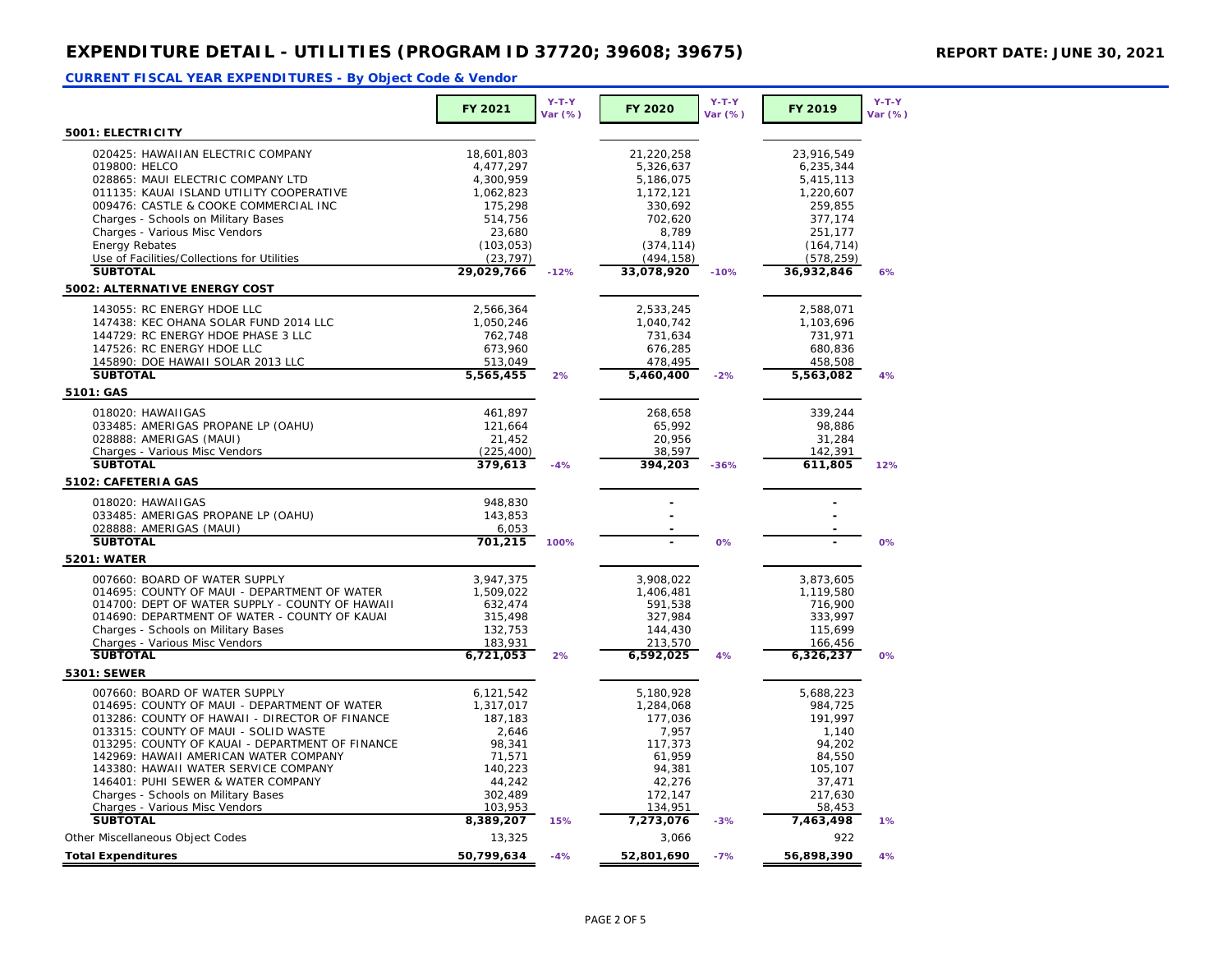# EXPENDITURE DETAIL - UTILITIES (PROGRAM ID 37720; 39608; 39675)

**REPORT DATE: JUNE 30, 2021**

### CURRENT FISCAL YEAR EXPENDITURES - By Object Code & Vendor

| | FY 2021 | Y-T-Y Var (%) | FY 2020 | Y-T-Y Var (%) | FY 2019 | Y-T-Y Var (%) |
|---|---|---|---|---|---|---|
| **5001: ELECTRICITY** | | | | | | |
| 020425: HAWAIIAN ELECTRIC COMPANY | 18,601,803 | | 21,220,258 | | 23,916,549 | |
| 019800: HELCO | 4,477,297 | | 5,326,637 | | 6,235,344 | |
| 028865: MAUI ELECTRIC COMPANY LTD | 4,300,959 | | 5,186,075 | | 5,415,113 | |
| 011135: KAUAI ISLAND UTILITY COOPERATIVE | 1,062,823 | | 1,172,121 | | 1,220,607 | |
| 009476: CASTLE & COOKE COMMERCIAL INC | 175,298 | | 330,692 | | 259,855 | |
| Charges - Schools on Military Bases | 514,756 | | 702,620 | | 377,174 | |
| Charges - Various Misc Vendors | 23,680 | | 8,789 | | 251,177 | |
| Energy Rebates | (103,053) | | (374,114) | | (164,714) | |
| Use of Facilities/Collections for Utilities | (23,797) | | (494,158) | | (578,259) | |
| **SUBTOTAL** | **29,029,766** | -12% | **33,078,920** | -10% | **36,932,846** | 6% |
| **5002: ALTERNATIVE ENERGY COST** | | | | | | |
| 143055: RC ENERGY HDOE LLC | 2,566,364 | | 2,533,245 | | 2,588,071 | |
| 147438: KEC OHANA SOLAR FUND 2014 LLC | 1,050,246 | | 1,040,742 | | 1,103,696 | |
| 144729: RC ENERGY HDOE PHASE 3 LLC | 762,748 | | 731,634 | | 731,971 | |
| 147526: RC ENERGY HDOE LLC | 673,960 | | 676,285 | | 680,836 | |
| 145890: DOE HAWAII SOLAR 2013 LLC | 513,049 | | 478,495 | | 458,508 | |
| **SUBTOTAL** | **5,565,455** | 2% | **5,460,400** | -2% | **5,563,082** | 4% |
| **5101: GAS** | | | | | | |
| 018020: HAWAIIGAS | 461,897 | | 268,658 | | 339,244 | |
| 033485: AMERIGAS PROPANE LP (OAHU) | 121,664 | | 65,992 | | 98,886 | |
| 028888: AMERIGAS (MAUI) | 21,452 | | 20,956 | | 31,284 | |
| Charges - Various Misc Vendors | (225,400) | | 38,597 | | 142,391 | |
| **SUBTOTAL** | **379,613** | -4% | **394,203** | -36% | **611,805** | 12% |
| **5102: CAFETERIA GAS** | | | | | | |
| 018020: HAWAIIGAS | 948,830 | | - | | - | |
| 033485: AMERIGAS PROPANE LP (OAHU) | 143,853 | | - | | - | |
| 028888: AMERIGAS (MAUI) | 6,053 | | - | | - | |
| **SUBTOTAL** | **701,215** | 100% | **-** | 0% | **-** | 0% |
| **5201: WATER** | | | | | | |
| 007660: BOARD OF WATER SUPPLY | 3,947,375 | | 3,908,022 | | 3,873,605 | |
| 014695: COUNTY OF MAUI - DEPARTMENT OF WATER | 1,509,022 | | 1,406,481 | | 1,119,580 | |
| 014700: DEPT OF WATER SUPPLY - COUNTY OF HAWAII | 632,474 | | 591,538 | | 716,900 | |
| 014690: DEPARTMENT OF WATER - COUNTY OF KAUAI | 315,498 | | 327,984 | | 333,997 | |
| Charges - Schools on Military Bases | 132,753 | | 144,430 | | 115,699 | |
| Charges - Various Misc Vendors | 183,931 | | 213,570 | | 166,456 | |
| **SUBTOTAL** | **6,721,053** | 2% | **6,592,025** | 4% | **6,326,237** | 0% |
| **5301: SEWER** | | | | | | |
| 007660: BOARD OF WATER SUPPLY | 6,121,542 | | 5,180,928 | | 5,688,223 | |
| 014695: COUNTY OF MAUI - DEPARTMENT OF WATER | 1,317,017 | | 1,284,068 | | 984,725 | |
| 013286: COUNTY OF HAWAII - DIRECTOR OF FINANCE | 187,183 | | 177,036 | | 191,997 | |
| 013315: COUNTY OF MAUI - SOLID WASTE | 2,646 | | 7,957 | | 1,140 | |
| 013295: COUNTY OF KAUAI - DEPARTMENT OF FINANCE | 98,341 | | 117,373 | | 94,202 | |
| 142969: HAWAII AMERICAN WATER COMPANY | 71,571 | | 61,959 | | 84,550 | |
| 143380: HAWAII WATER SERVICE COMPANY | 140,223 | | 94,381 | | 105,107 | |
| 146401: PUHI SEWER & WATER COMPANY | 44,242 | | 42,276 | | 37,471 | |
| Charges - Schools on Military Bases | 302,489 | | 172,147 | | 217,630 | |
| Charges - Various Misc Vendors | 103,953 | | 134,951 | | 58,453 | |
| **SUBTOTAL** | **8,389,207** | 15% | **7,273,076** | -3% | **7,463,498** | 1% |
| Other Miscellaneous Object Codes | 13,325 | | 3,066 | | 922 | |
| **Total Expenditures** | **50,799,634** | -4% | **52,801,690** | -7% | **56,898,390** | 4% |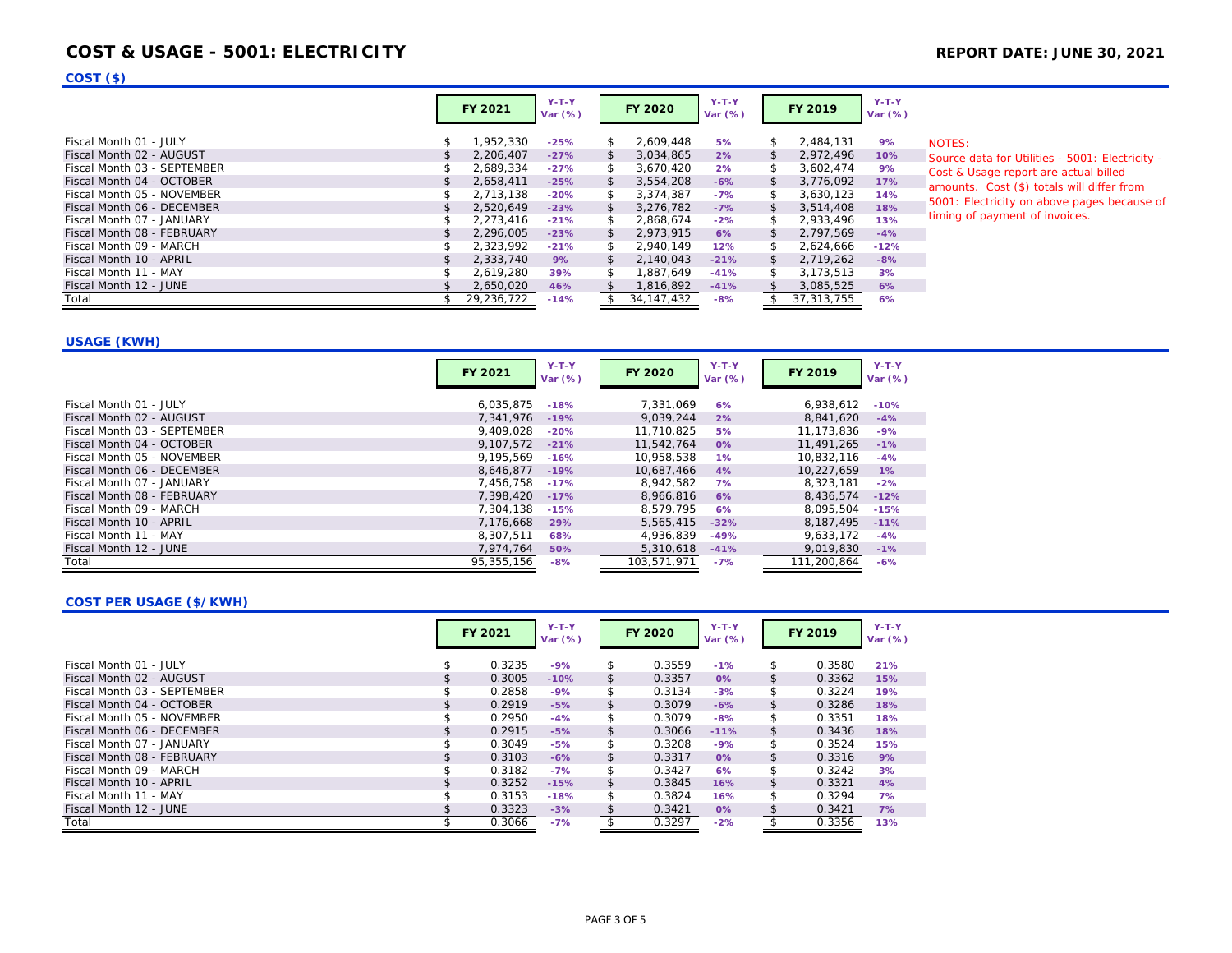# COST & USAGE - 5001: ELECTRICITY

**REPORT DATE: JUNE 30, 2021**

## COST ($)

| | FY 2021 | Y-T-Y Var (%) | FY 2020 | Y-T-Y Var (%) | FY 2019 | Y-T-Y Var (%) |
|---|---|---|---|---|---|---|
| Fiscal Month 01 - JULY | $ 1,952,330 | -25% | $ 2,609,448 | 5% | $ 2,484,131 | 9% |
| Fiscal Month 02 - AUGUST | $ 2,206,407 | -27% | $ 3,034,865 | 2% | $ 2,972,496 | 10% |
| Fiscal Month 03 - SEPTEMBER | $ 2,689,334 | -27% | $ 3,670,420 | 2% | $ 3,602,474 | 9% |
| Fiscal Month 04 - OCTOBER | $ 2,658,411 | -25% | $ 3,554,208 | -6% | $ 3,776,092 | 17% |
| Fiscal Month 05 - NOVEMBER | $ 2,713,138 | -20% | $ 3,374,387 | -7% | $ 3,630,123 | 14% |
| Fiscal Month 06 - DECEMBER | $ 2,520,649 | -23% | $ 3,276,782 | -7% | $ 3,514,408 | 18% |
| Fiscal Month 07 - JANUARY | $ 2,273,416 | -21% | $ 2,868,674 | -2% | $ 2,933,496 | 13% |
| Fiscal Month 08 - FEBRUARY | $ 2,296,005 | -23% | $ 2,973,915 | 6% | $ 2,797,569 | -4% |
| Fiscal Month 09 - MARCH | $ 2,323,992 | -21% | $ 2,940,149 | 12% | $ 2,624,666 | -12% |
| Fiscal Month 10 - APRIL | $ 2,333,740 | 9% | $ 2,140,043 | -21% | $ 2,719,262 | -8% |
| Fiscal Month 11 - MAY | $ 2,619,280 | 39% | $ 1,887,649 | -41% | $ 3,173,513 | 3% |
| Fiscal Month 12 - JUNE | $ 2,650,020 | 46% | $ 1,816,892 | -41% | $ 3,085,525 | 6% |
| Total | $ 29,236,722 | -14% | $ 34,147,432 | -8% | $ 37,313,755 | 6% |

NOTES:
Source data for Utilities - 5001: Electricity - Cost & Usage report are actual billed amounts. Cost ($) totals will differ from 5001: Electricity on above pages because of timing of payment of invoices.

## USAGE (KWH)

| | FY 2021 | Y-T-Y Var (%) | FY 2020 | Y-T-Y Var (%) | FY 2019 | Y-T-Y Var (%) |
|---|---|---|---|---|---|---|
| Fiscal Month 01 - JULY | 6,035,875 | -18% | 7,331,069 | 6% | 6,938,612 | -10% |
| Fiscal Month 02 - AUGUST | 7,341,976 | -19% | 9,039,244 | 2% | 8,841,620 | -4% |
| Fiscal Month 03 - SEPTEMBER | 9,409,028 | -20% | 11,710,825 | 5% | 11,173,836 | -9% |
| Fiscal Month 04 - OCTOBER | 9,107,572 | -21% | 11,542,764 | 0% | 11,491,265 | -1% |
| Fiscal Month 05 - NOVEMBER | 9,195,569 | -16% | 10,958,538 | 1% | 10,832,116 | -4% |
| Fiscal Month 06 - DECEMBER | 8,646,877 | -19% | 10,687,466 | 4% | 10,227,659 | 1% |
| Fiscal Month 07 - JANUARY | 7,456,758 | -17% | 8,942,582 | 7% | 8,323,181 | -2% |
| Fiscal Month 08 - FEBRUARY | 7,398,420 | -17% | 8,966,816 | 6% | 8,436,574 | -12% |
| Fiscal Month 09 - MARCH | 7,304,138 | -15% | 8,579,795 | 6% | 8,095,504 | -15% |
| Fiscal Month 10 - APRIL | 7,176,668 | 29% | 5,565,415 | -32% | 8,187,495 | -11% |
| Fiscal Month 11 - MAY | 8,307,511 | 68% | 4,936,839 | -49% | 9,633,172 | -4% |
| Fiscal Month 12 - JUNE | 7,974,764 | 50% | 5,310,618 | -41% | 9,019,830 | -1% |
| Total | 95,355,156 | -8% | 103,571,971 | -7% | 111,200,864 | -6% |

## COST PER USAGE ($/KWH)

| | FY 2021 | Y-T-Y Var (%) | FY 2020 | Y-T-Y Var (%) | FY 2019 | Y-T-Y Var (%) |
|---|---|---|---|---|---|---|
| Fiscal Month 01 - JULY | $ 0.3235 | -9% | $ 0.3559 | -1% | $ 0.3580 | 21% |
| Fiscal Month 02 - AUGUST | $ 0.3005 | -10% | $ 0.3357 | 0% | $ 0.3362 | 15% |
| Fiscal Month 03 - SEPTEMBER | $ 0.2858 | -9% | $ 0.3134 | -3% | $ 0.3224 | 19% |
| Fiscal Month 04 - OCTOBER | $ 0.2919 | -5% | $ 0.3079 | -6% | $ 0.3286 | 18% |
| Fiscal Month 05 - NOVEMBER | $ 0.2950 | -4% | $ 0.3079 | -8% | $ 0.3351 | 18% |
| Fiscal Month 06 - DECEMBER | $ 0.2915 | -5% | $ 0.3066 | -11% | $ 0.3436 | 18% |
| Fiscal Month 07 - JANUARY | $ 0.3049 | -5% | $ 0.3208 | -9% | $ 0.3524 | 15% |
| Fiscal Month 08 - FEBRUARY | $ 0.3103 | -6% | $ 0.3317 | 0% | $ 0.3316 | 9% |
| Fiscal Month 09 - MARCH | $ 0.3182 | -7% | $ 0.3427 | 6% | $ 0.3242 | 3% |
| Fiscal Month 10 - APRIL | $ 0.3252 | -15% | $ 0.3845 | 16% | $ 0.3321 | 4% |
| Fiscal Month 11 - MAY | $ 0.3153 | -18% | $ 0.3824 | 16% | $ 0.3294 | 7% |
| Fiscal Month 12 - JUNE | $ 0.3323 | -3% | $ 0.3421 | 0% | $ 0.3421 | 7% |
| Total | $ 0.3066 | -7% | $ 0.3297 | -2% | $ 0.3356 | 13% |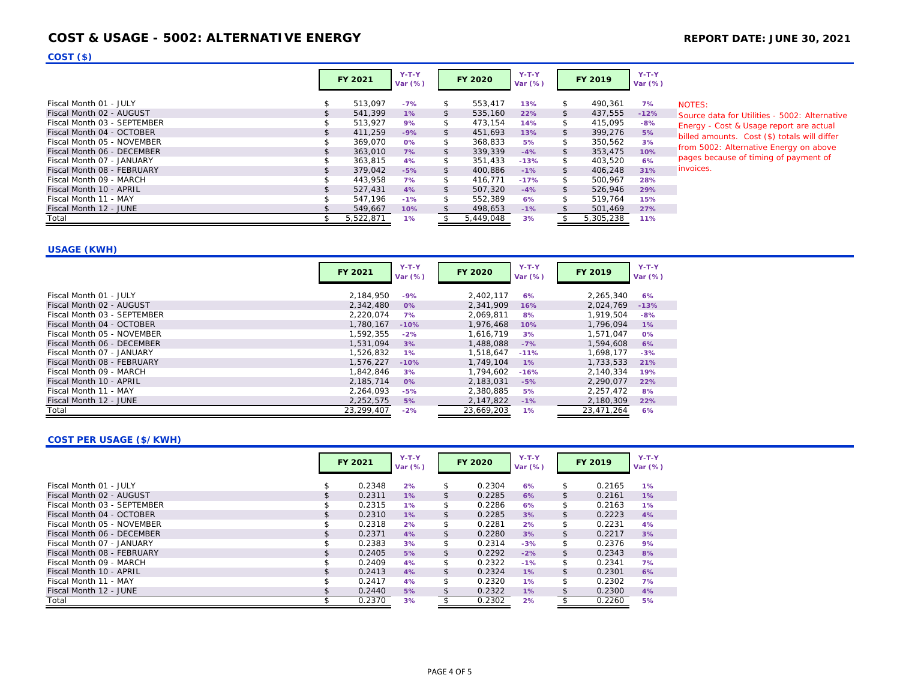# COST & USAGE - 5002: ALTERNATIVE ENERGY

**REPORT DATE: JUNE 30, 2021**

## COST ($)

| | FY 2021 | Y-T-Y Var (%) | FY 2020 | Y-T-Y Var (%) | FY 2019 | Y-T-Y Var (%) |
|---|---|---|---|---|---|---|
| Fiscal Month 01 - JULY | $ 513,097 | -7% | $ 553,417 | 13% | $ 490,361 | 7% |
| Fiscal Month 02 - AUGUST | $ 541,399 | 1% | $ 535,160 | 22% | $ 437,555 | -12% |
| Fiscal Month 03 - SEPTEMBER | $ 513,927 | 9% | $ 473,154 | 14% | $ 415,095 | -8% |
| Fiscal Month 04 - OCTOBER | $ 411,259 | -9% | $ 451,693 | 13% | $ 399,276 | 5% |
| Fiscal Month 05 - NOVEMBER | $ 369,070 | 0% | $ 368,833 | 5% | $ 350,562 | 3% |
| Fiscal Month 06 - DECEMBER | $ 363,010 | 7% | $ 339,339 | -4% | $ 353,475 | 10% |
| Fiscal Month 07 - JANUARY | $ 363,815 | 4% | $ 351,433 | -13% | $ 403,520 | 6% |
| Fiscal Month 08 - FEBRUARY | $ 379,042 | -5% | $ 400,886 | -1% | $ 406,248 | 31% |
| Fiscal Month 09 - MARCH | $ 443,958 | 7% | $ 416,771 | -17% | $ 500,967 | 28% |
| Fiscal Month 10 - APRIL | $ 527,431 | 4% | $ 507,320 | -4% | $ 526,946 | 29% |
| Fiscal Month 11 - MAY | $ 547,196 | -1% | $ 552,389 | 6% | $ 519,764 | 15% |
| Fiscal Month 12 - JUNE | $ 549,667 | 10% | $ 498,653 | -1% | $ 501,469 | 27% |
| Total | $ 5,522,871 | 1% | $ 5,449,048 | 3% | $ 5,305,238 | 11% |

NOTES:
Source data for Utilities - 5002: Alternative Energy - Cost & Usage report are actual billed amounts. Cost ($) totals will differ from 5002: Alternative Energy on above pages because of timing of payment of invoices.

## USAGE (KWH)

| | FY 2021 | Y-T-Y Var (%) | FY 2020 | Y-T-Y Var (%) | FY 2019 | Y-T-Y Var (%) |
|---|---|---|---|---|---|---|
| Fiscal Month 01 - JULY | 2,184,950 | -9% | 2,402,117 | 6% | 2,265,340 | 6% |
| Fiscal Month 02 - AUGUST | 2,342,480 | 0% | 2,341,909 | 16% | 2,024,769 | -13% |
| Fiscal Month 03 - SEPTEMBER | 2,220,074 | 7% | 2,069,811 | 8% | 1,919,504 | -8% |
| Fiscal Month 04 - OCTOBER | 1,780,167 | -10% | 1,976,468 | 10% | 1,796,094 | 1% |
| Fiscal Month 05 - NOVEMBER | 1,592,355 | -2% | 1,616,719 | 3% | 1,571,047 | 0% |
| Fiscal Month 06 - DECEMBER | 1,531,094 | 3% | 1,488,088 | -7% | 1,594,608 | 6% |
| Fiscal Month 07 - JANUARY | 1,526,832 | 1% | 1,518,647 | -11% | 1,698,177 | -3% |
| Fiscal Month 08 - FEBRUARY | 1,576,227 | -10% | 1,749,104 | 1% | 1,733,533 | 21% |
| Fiscal Month 09 - MARCH | 1,842,846 | 3% | 1,794,602 | -16% | 2,140,334 | 19% |
| Fiscal Month 10 - APRIL | 2,185,714 | 0% | 2,183,031 | -5% | 2,290,077 | 22% |
| Fiscal Month 11 - MAY | 2,264,093 | -5% | 2,380,885 | 5% | 2,257,472 | 8% |
| Fiscal Month 12 - JUNE | 2,252,575 | 5% | 2,147,822 | -1% | 2,180,309 | 22% |
| Total | 23,299,407 | -2% | 23,669,203 | 1% | 23,471,264 | 6% |

## COST PER USAGE ($/KWH)

| | FY 2021 | Y-T-Y Var (%) | FY 2020 | Y-T-Y Var (%) | FY 2019 | Y-T-Y Var (%) |
|---|---|---|---|---|---|---|
| Fiscal Month 01 - JULY | $ 0.2348 | 2% | $ 0.2304 | 6% | $ 0.2165 | 1% |
| Fiscal Month 02 - AUGUST | $ 0.2311 | 1% | $ 0.2285 | 6% | $ 0.2161 | 1% |
| Fiscal Month 03 - SEPTEMBER | $ 0.2315 | 1% | $ 0.2286 | 6% | $ 0.2163 | 1% |
| Fiscal Month 04 - OCTOBER | $ 0.2310 | 1% | $ 0.2285 | 3% | $ 0.2223 | 4% |
| Fiscal Month 05 - NOVEMBER | $ 0.2318 | 2% | $ 0.2281 | 2% | $ 0.2231 | 4% |
| Fiscal Month 06 - DECEMBER | $ 0.2371 | 4% | $ 0.2280 | 3% | $ 0.2217 | 3% |
| Fiscal Month 07 - JANUARY | $ 0.2383 | 3% | $ 0.2314 | -3% | $ 0.2376 | 9% |
| Fiscal Month 08 - FEBRUARY | $ 0.2405 | 5% | $ 0.2292 | -2% | $ 0.2343 | 8% |
| Fiscal Month 09 - MARCH | $ 0.2409 | 4% | $ 0.2322 | -1% | $ 0.2341 | 7% |
| Fiscal Month 10 - APRIL | $ 0.2413 | 4% | $ 0.2324 | 1% | $ 0.2301 | 6% |
| Fiscal Month 11 - MAY | $ 0.2417 | 4% | $ 0.2320 | 1% | $ 0.2302 | 7% |
| Fiscal Month 12 - JUNE | $ 0.2440 | 5% | $ 0.2322 | 1% | $ 0.2300 | 4% |
| Total | $ 0.2370 | 3% | $ 0.2302 | 2% | $ 0.2260 | 5% |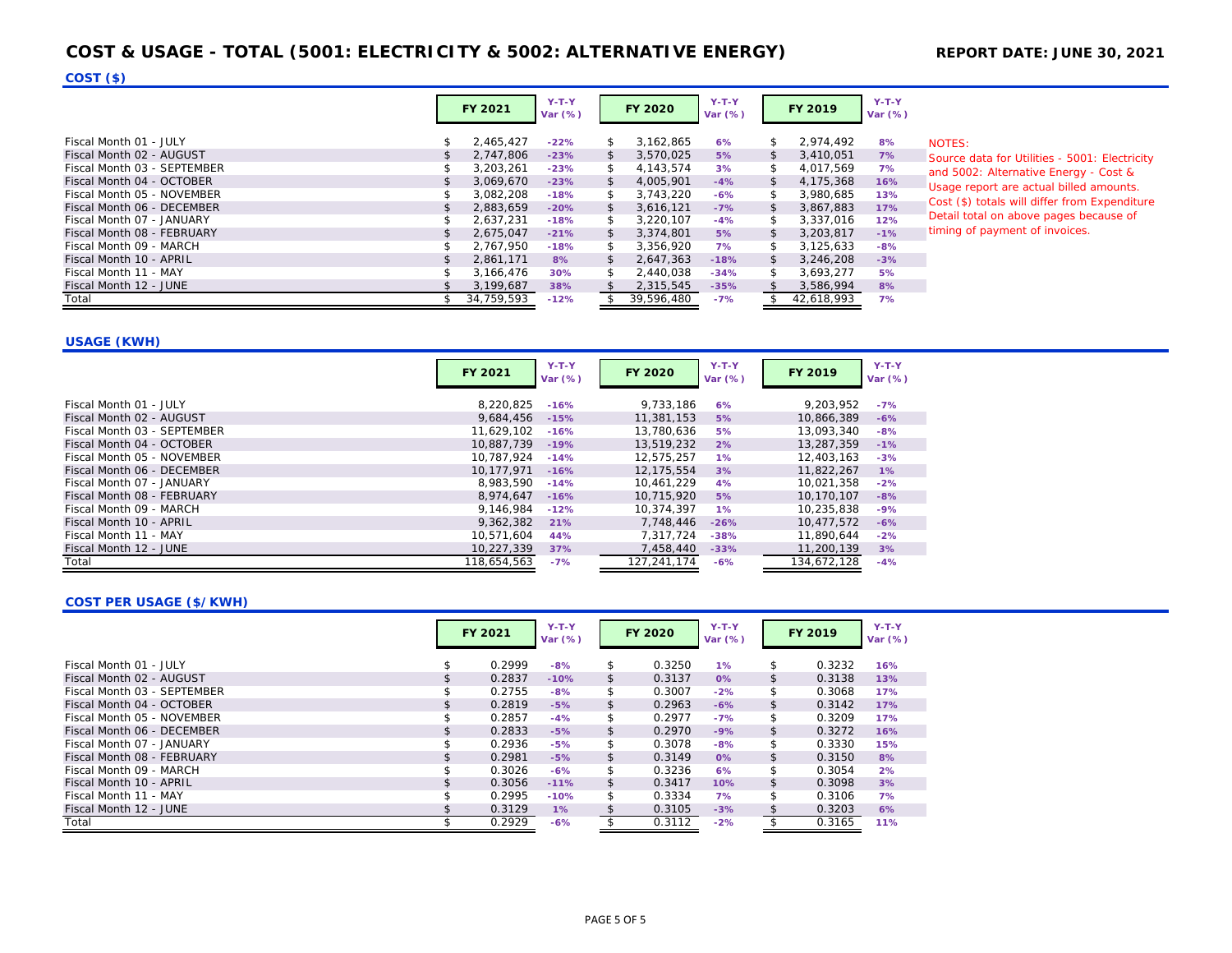# COST & USAGE - TOTAL (5001: ELECTRICITY & 5002: ALTERNATIVE ENERGY)

**REPORT DATE: JUNE 30, 2021**

## COST ($)

| | FY 2021 | Y-T-Y Var (%) | FY 2020 | Y-T-Y Var (%) | FY 2019 | Y-T-Y Var (%) |
|---|---|---|---|---|---|---|
| Fiscal Month 01 - JULY | $ 2,465,427 | -22% | $ 3,162,865 | 6% | $ 2,974,492 | 8% |
| Fiscal Month 02 - AUGUST | $ 2,747,806 | -23% | $ 3,570,025 | 5% | $ 3,410,051 | 7% |
| Fiscal Month 03 - SEPTEMBER | $ 3,203,261 | -23% | $ 4,143,574 | 3% | $ 4,017,569 | 7% |
| Fiscal Month 04 - OCTOBER | $ 3,069,670 | -23% | $ 4,005,901 | -4% | $ 4,175,368 | 16% |
| Fiscal Month 05 - NOVEMBER | $ 3,082,208 | -18% | $ 3,743,220 | -6% | $ 3,980,685 | 13% |
| Fiscal Month 06 - DECEMBER | $ 2,883,659 | -20% | $ 3,616,121 | -7% | $ 3,867,883 | 17% |
| Fiscal Month 07 - JANUARY | $ 2,637,231 | -18% | $ 3,220,107 | -4% | $ 3,337,016 | 12% |
| Fiscal Month 08 - FEBRUARY | $ 2,675,047 | -21% | $ 3,374,801 | 5% | $ 3,203,817 | -1% |
| Fiscal Month 09 - MARCH | $ 2,767,950 | -18% | $ 3,356,920 | 7% | $ 3,125,633 | -8% |
| Fiscal Month 10 - APRIL | $ 2,861,171 | 8% | $ 2,647,363 | -18% | $ 3,246,208 | -3% |
| Fiscal Month 11 - MAY | $ 3,166,476 | 30% | $ 2,440,038 | -34% | $ 3,693,277 | 5% |
| Fiscal Month 12 - JUNE | $ 3,199,687 | 38% | $ 2,315,545 | -35% | $ 3,586,994 | 8% |
| Total | $ 34,759,593 | -12% | $ 39,596,480 | -7% | $ 42,618,993 | 7% |

NOTES:
Source data for Utilities - 5001: Electricity and 5002: Alternative Energy - Cost & Usage report are actual billed amounts. Cost ($) totals will differ from Expenditure Detail total on above pages because of timing of payment of invoices.

## USAGE (KWH)

| | FY 2021 | Y-T-Y Var (%) | FY 2020 | Y-T-Y Var (%) | FY 2019 | Y-T-Y Var (%) |
|---|---|---|---|---|---|---|
| Fiscal Month 01 - JULY | 8,220,825 | -16% | 9,733,186 | 6% | 9,203,952 | -7% |
| Fiscal Month 02 - AUGUST | 9,684,456 | -15% | 11,381,153 | 5% | 10,866,389 | -6% |
| Fiscal Month 03 - SEPTEMBER | 11,629,102 | -16% | 13,780,636 | 5% | 13,093,340 | -8% |
| Fiscal Month 04 - OCTOBER | 10,887,739 | -19% | 13,519,232 | 2% | 13,287,359 | -1% |
| Fiscal Month 05 - NOVEMBER | 10,787,924 | -14% | 12,575,257 | 1% | 12,403,163 | -3% |
| Fiscal Month 06 - DECEMBER | 10,177,971 | -16% | 12,175,554 | 3% | 11,822,267 | 1% |
| Fiscal Month 07 - JANUARY | 8,983,590 | -14% | 10,461,229 | 4% | 10,021,358 | -2% |
| Fiscal Month 08 - FEBRUARY | 8,974,647 | -16% | 10,715,920 | 5% | 10,170,107 | -8% |
| Fiscal Month 09 - MARCH | 9,146,984 | -12% | 10,374,397 | 1% | 10,235,838 | -9% |
| Fiscal Month 10 - APRIL | 9,362,382 | 21% | 7,748,446 | -26% | 10,477,572 | -6% |
| Fiscal Month 11 - MAY | 10,571,604 | 44% | 7,317,724 | -38% | 11,890,644 | -2% |
| Fiscal Month 12 - JUNE | 10,227,339 | 37% | 7,458,440 | -33% | 11,200,139 | 3% |
| Total | 118,654,563 | -7% | 127,241,174 | -6% | 134,672,128 | -4% |

## COST PER USAGE ($/KWH)

| | FY 2021 | Y-T-Y Var (%) | FY 2020 | Y-T-Y Var (%) | FY 2019 | Y-T-Y Var (%) |
|---|---|---|---|---|---|---|
| Fiscal Month 01 - JULY | $ 0.2999 | -8% | $ 0.3250 | 1% | $ 0.3232 | 16% |
| Fiscal Month 02 - AUGUST | $ 0.2837 | -10% | $ 0.3137 | 0% | $ 0.3138 | 13% |
| Fiscal Month 03 - SEPTEMBER | $ 0.2755 | -8% | $ 0.3007 | -2% | $ 0.3068 | 17% |
| Fiscal Month 04 - OCTOBER | $ 0.2819 | -5% | $ 0.2963 | -6% | $ 0.3142 | 17% |
| Fiscal Month 05 - NOVEMBER | $ 0.2857 | -4% | $ 0.2977 | -7% | $ 0.3209 | 17% |
| Fiscal Month 06 - DECEMBER | $ 0.2833 | -5% | $ 0.2970 | -9% | $ 0.3272 | 16% |
| Fiscal Month 07 - JANUARY | $ 0.2936 | -5% | $ 0.3078 | -8% | $ 0.3330 | 15% |
| Fiscal Month 08 - FEBRUARY | $ 0.2981 | -5% | $ 0.3149 | 0% | $ 0.3150 | 8% |
| Fiscal Month 09 - MARCH | $ 0.3026 | -6% | $ 0.3236 | 6% | $ 0.3054 | 2% |
| Fiscal Month 10 - APRIL | $ 0.3056 | -11% | $ 0.3417 | 10% | $ 0.3098 | 3% |
| Fiscal Month 11 - MAY | $ 0.2995 | -10% | $ 0.3334 | 7% | $ 0.3106 | 7% |
| Fiscal Month 12 - JUNE | $ 0.3129 | 1% | $ 0.3105 | -3% | $ 0.3203 | 6% |
| Total | $ 0.2929 | -6% | $ 0.3112 | -2% | $ 0.3165 | 11% |